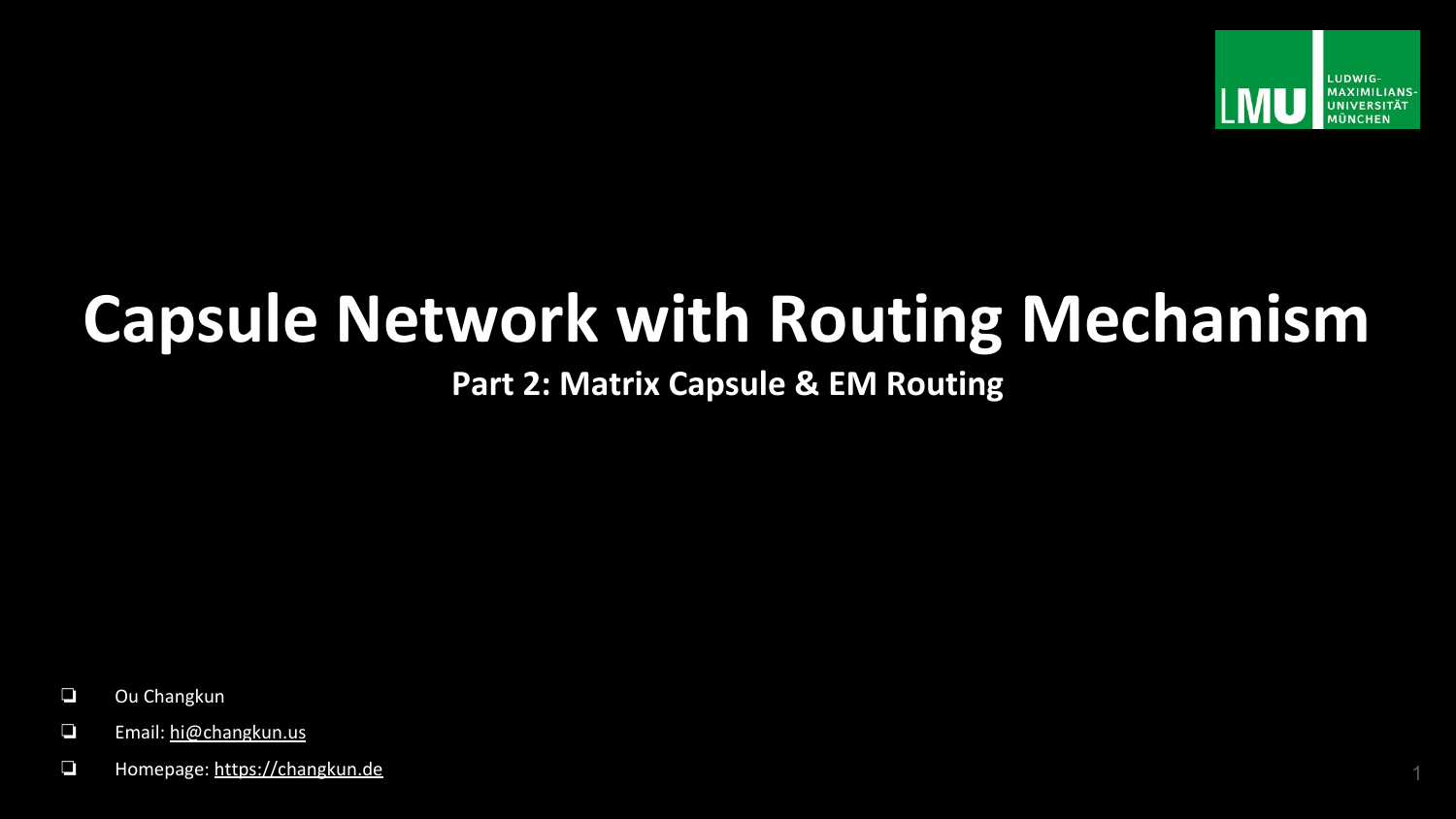LUDWIG-MAXIMILIANS-UNIVERSITÄT MÜNCHEN

# Capsule Network with Routing Mechanism

## Part 2: Matrix Capsule & EM Routing

- Ou Changkun
- Email: hi@changkun.us
- Homepage: https://changkun.de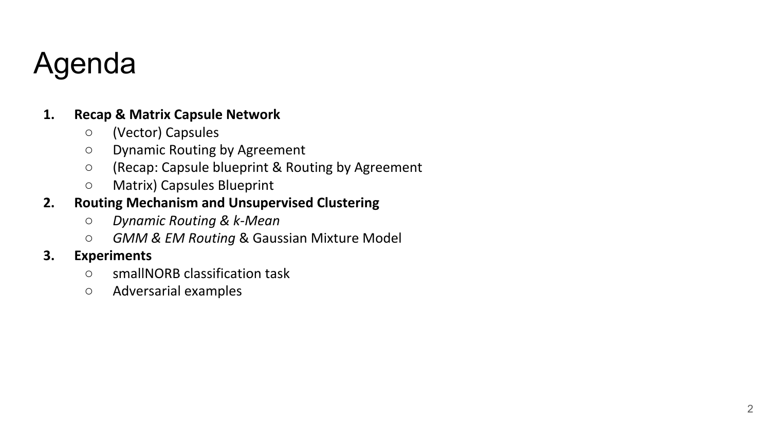# Agenda

1. **Recap & Matrix Capsule Network**
   - (Vector) Capsules
   - Dynamic Routing by Agreement
   - (Recap: Capsule blueprint & Routing by Agreement
   - Matrix) Capsules Blueprint
2. **Routing Mechanism and Unsupervised Clustering**
   - *Dynamic Routing & k-Mean*
   - *GMM & EM Routing* & Gaussian Mixture Model
3. **Experiments**
   - smallNORB classification task
   - Adversarial examples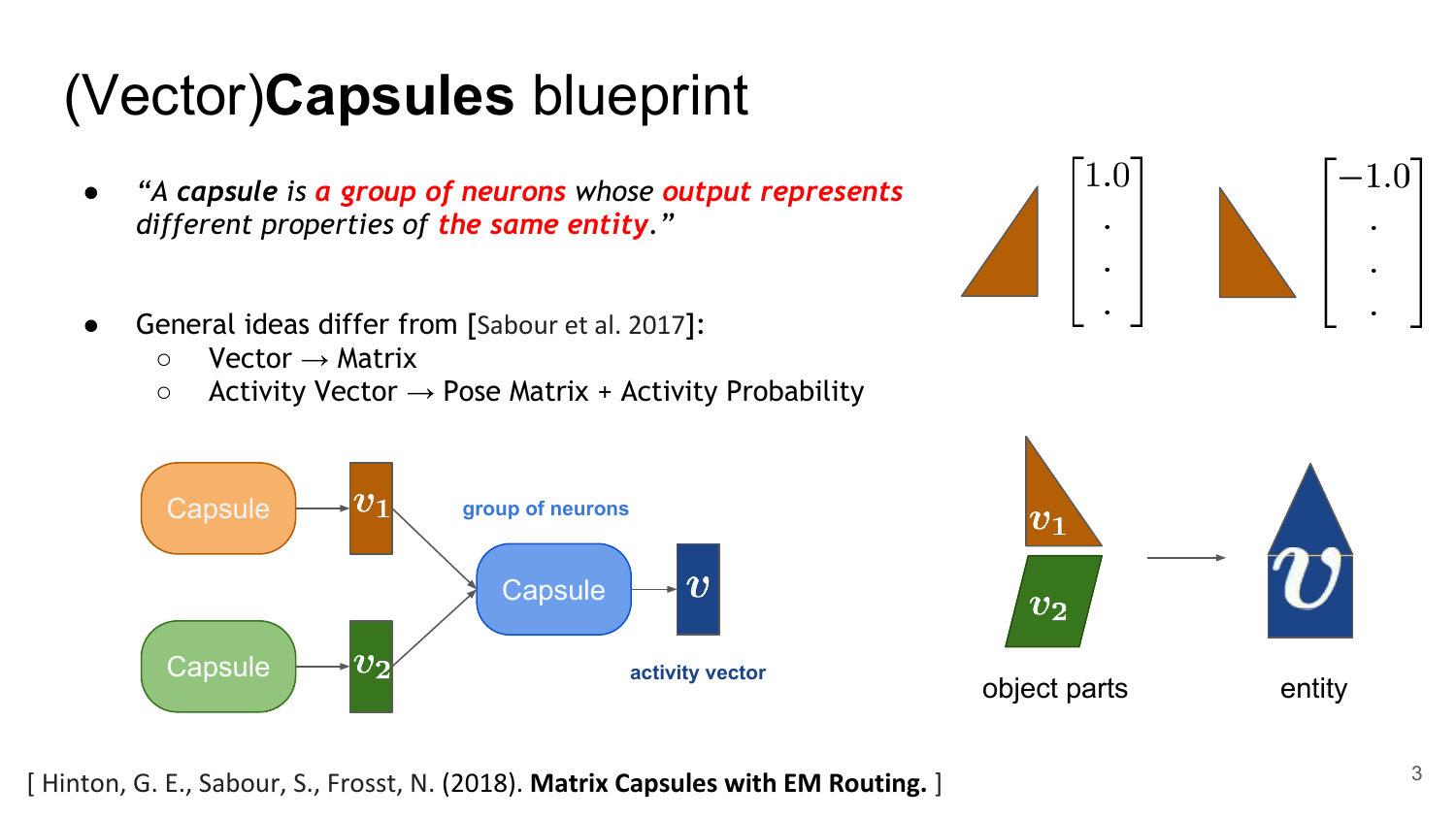# (Vector)**Capsules** blueprint

- *"A **capsule** is **a group of neurons** whose **output represents** different properties of **the same entity**."*

- General ideas differ from [Sabour et al. 2017]:
  - Vector → Matrix
  - Activity Vector → Pose Matrix + Activity Probability

[ Hinton, G. E., Sabour, S., Frosst, N. (2018). **Matrix Capsules with EM Routing.** ]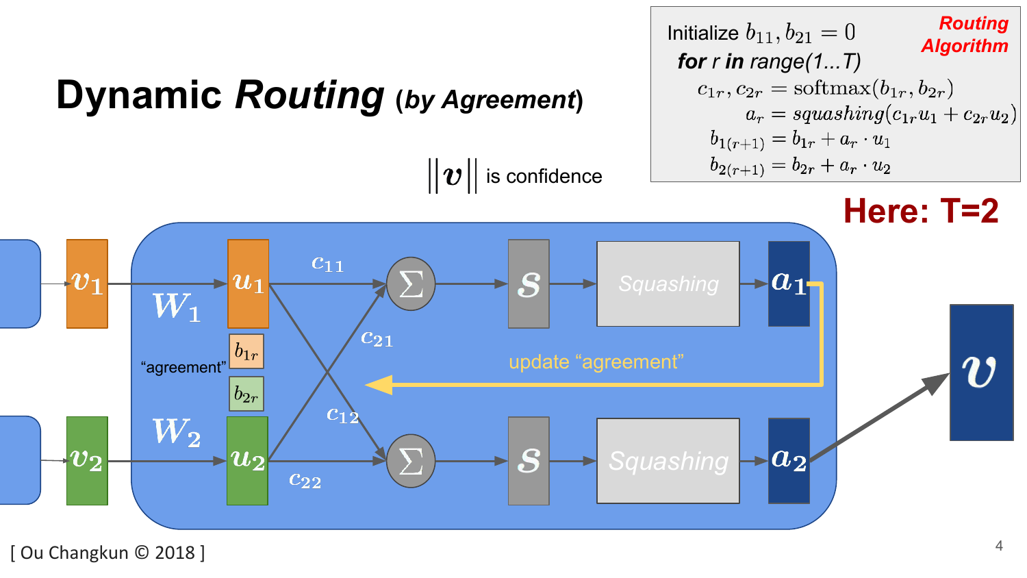# Dynamic *Routing* (by *Agreement*)

$||\boldsymbol{v}||$ is confidence

**Routing Algorithm**

Initialize $b_{11}, b_{21} = 0$

**for** *r* **in** *range(1...T)*

$$c_{1r}, c_{2r} = \text{softmax}(b_{1r}, b_{2r})$$

$$a_r = squashing(c_{1r}u_1 + c_{2r}u_2)$$

$$b_{1(r+1)} = b_{1r} + a_r \cdot u_1$$

$$b_{2(r+1)} = b_{2r} + a_r \cdot u_2$$

**Here: T=2**

$v_1$, $W_1$, $u_1$, $c_{11}$, $c_{21}$, $\Sigma$, $s$, Squashing, $a_1$

"agreement" $b_{1r}$, $b_{2r}$

update "agreement"

$v_2$, $W_2$, $u_2$, $c_{12}$, $c_{22}$, $\Sigma$, $s$, Squashing, $a_2$

$v$

[ Ou Changkun © 2018 ]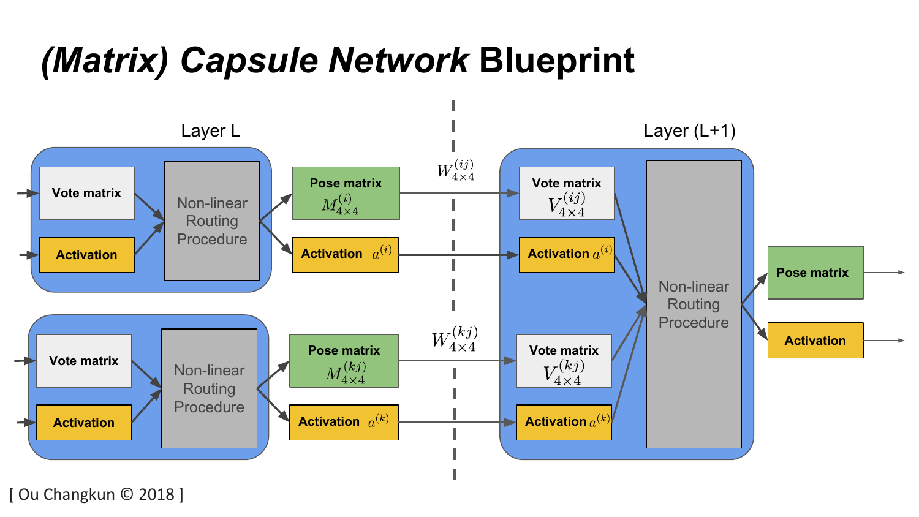# *(Matrix) Capsule Network* Blueprint

Layer L

Layer (L+1)

Vote matrix

Activation

Non-linear Routing Procedure

Pose matrix $M_{4\times4}^{(i)}$

Activation $a^{(i)}$

$W_{4\times4}^{(ij)}$

Vote matrix $V_{4\times4}^{(ij)}$

Activation $a^{(i)}$

Vote matrix

Activation

Non-linear Routing Procedure

Pose matrix $M_{4\times4}^{(kj)}$

Activation $a^{(k)}$

$W_{4\times4}^{(kj)}$

Vote matrix $V_{4\times4}^{(kj)}$

Activation $a^{(k)}$

Non-linear Routing Procedure

Pose matrix

Activation

[ Ou Changkun © 2018 ]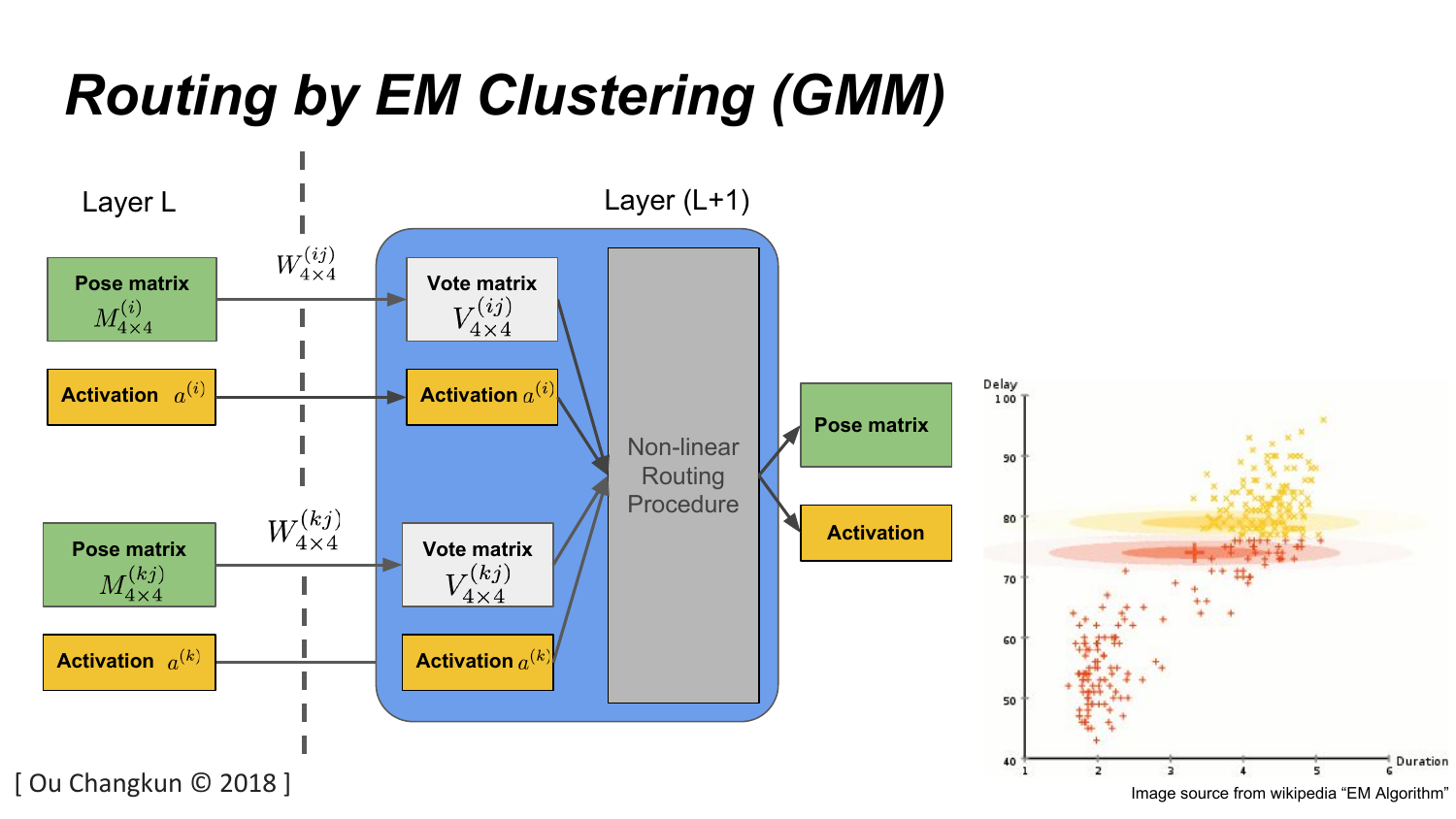# *Routing by EM Clustering (GMM)*

Layer L

Layer (L+1)

Pose matrix $M^{(i)}_{4\times 4}$

Activation $a^{(i)}$

$W^{(ij)}_{4\times 4}$

Vote matrix $V^{(ij)}_{4\times 4}$

Activation $a^{(i)}$

Pose matrix $M^{(kj)}_{4\times 4}$

Activation $a^{(k)}$

$W^{(kj)}_{4\times 4}$

Vote matrix $V^{(kj)}_{4\times 4}$

Activation $a^{(k)}$

Non-linear Routing Procedure

Pose matrix

Activation

Image source from wikipedia "EM Algorithm"

[ Ou Changkun © 2018 ]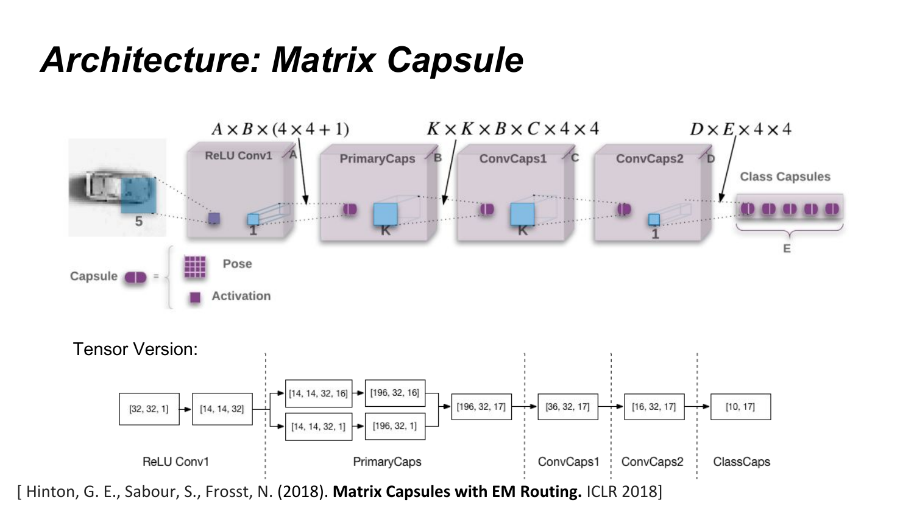# *Architecture: Matrix Capsule*

$A \times B \times (4 \times 4 + 1)$ $K \times K \times B \times C \times 4 \times 4$ $D \times E \times 4 \times 4$

ReLU Conv1 A | PrimaryCaps B | ConvCaps1 C | ConvCaps2 D | Class Capsules

5 | 1 | K | K | 1 | E

Capsule = Pose, Activation

Tensor Version:

[32, 32, 1] → [14, 14, 32] → [14, 14, 32, 16] → [196, 32, 16]; [14, 14, 32, 1] → [196, 32, 1] → [196, 32, 17] → [36, 32, 17] → [16, 32, 17] → [10, 17]

ReLU Conv1 | PrimaryCaps | ConvCaps1 | ConvCaps2 | ClassCaps

[ Hinton, G. E., Sabour, S., Frosst, N. (2018). **Matrix Capsules with EM Routing.** ICLR 2018]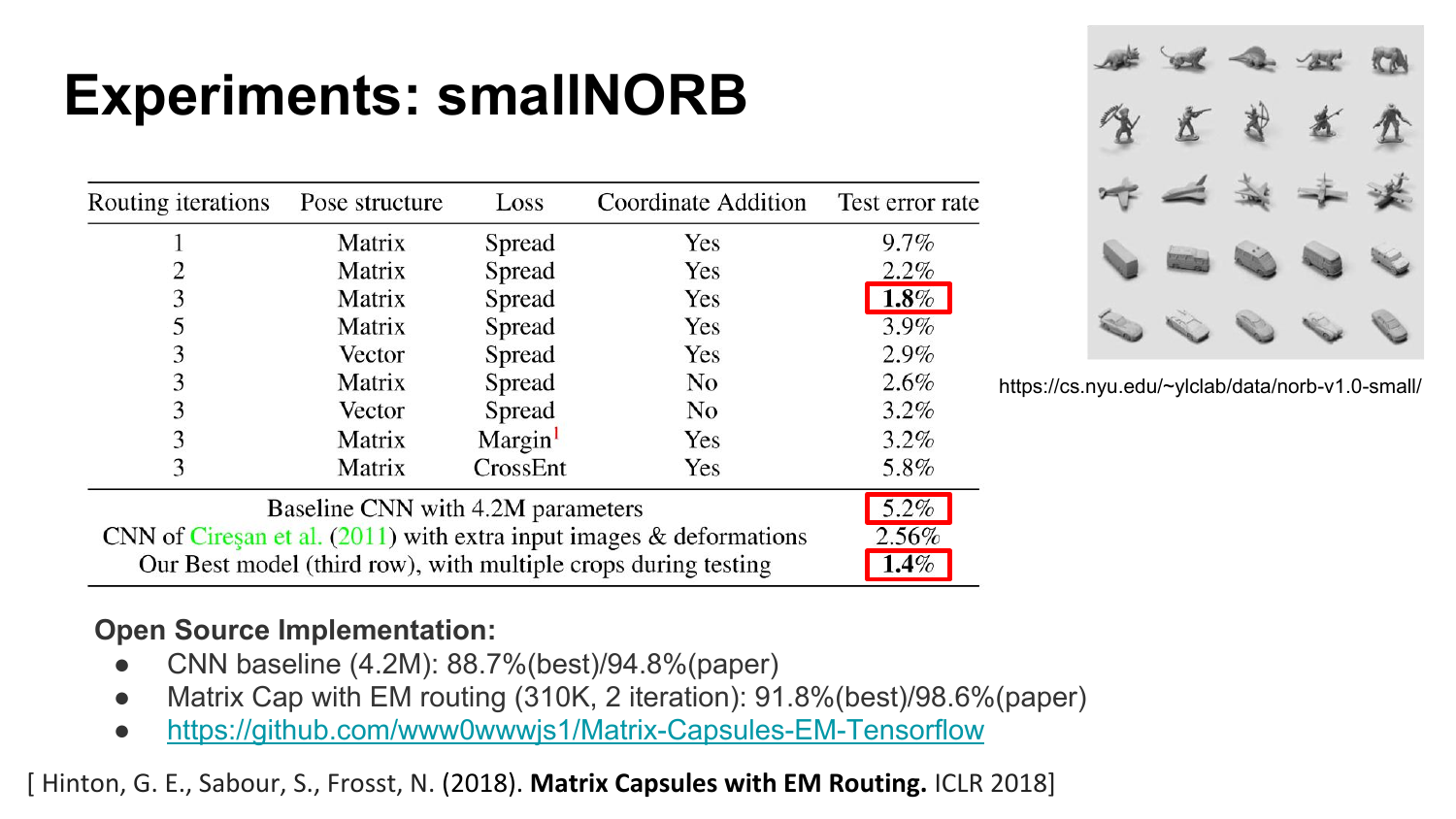# Experiments: smallNORB

| Routing iterations | Pose structure | Loss | Coordinate Addition | Test error rate |
|---|---|---|---|---|
| 1 | Matrix | Spread | Yes | 9.7% |
| 2 | Matrix | Spread | Yes | 2.2% |
| 3 | Matrix | Spread | Yes | **1.8%** |
| 5 | Matrix | Spread | Yes | 3.9% |
| 3 | Vector | Spread | Yes | 2.9% |
| 3 | Matrix | Spread | No | 2.6% |
| 3 | Vector | Spread | No | 3.2% |
| 3 | Matrix | Margin[1] | Yes | 3.2% |
| 3 | Matrix | CrossEnt | Yes | 5.8% |
| Baseline CNN with 4.2M parameters | | | | 5.2% |
| CNN of Cireşan et al. (2011) with extra input images & deformations | | | | 2.56% |
| Our Best model (third row), with multiple crops during testing | | | | **1.4%** |

https://cs.nyu.edu/~ylclab/data/norb-v1.0-small/

**Open Source Implementation:**

- CNN baseline (4.2M): 88.7%(best)/94.8%(paper)
- Matrix Cap with EM routing (310K, 2 iteration): 91.8%(best)/98.6%(paper)
- https://github.com/www0wwwjs1/Matrix-Capsules-EM-Tensorflow

[ Hinton, G. E., Sabour, S., Frosst, N. (2018). **Matrix Capsules with EM Routing.** ICLR 2018]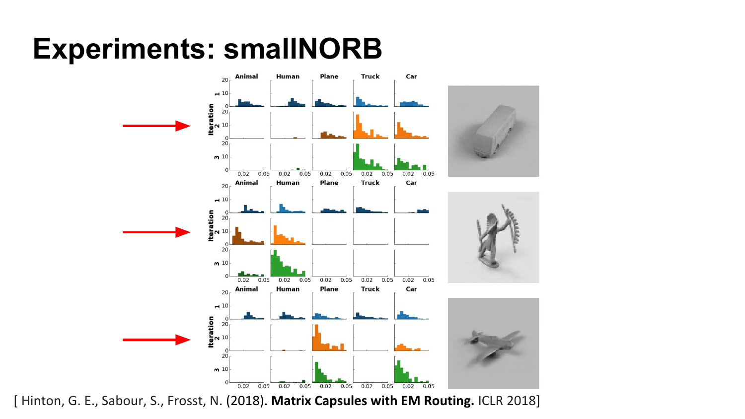# Experiments: smallNORB

[ Hinton, G. E., Sabour, S., Frosst, N. (2018). **Matrix Capsules with EM Routing.** ICLR 2018]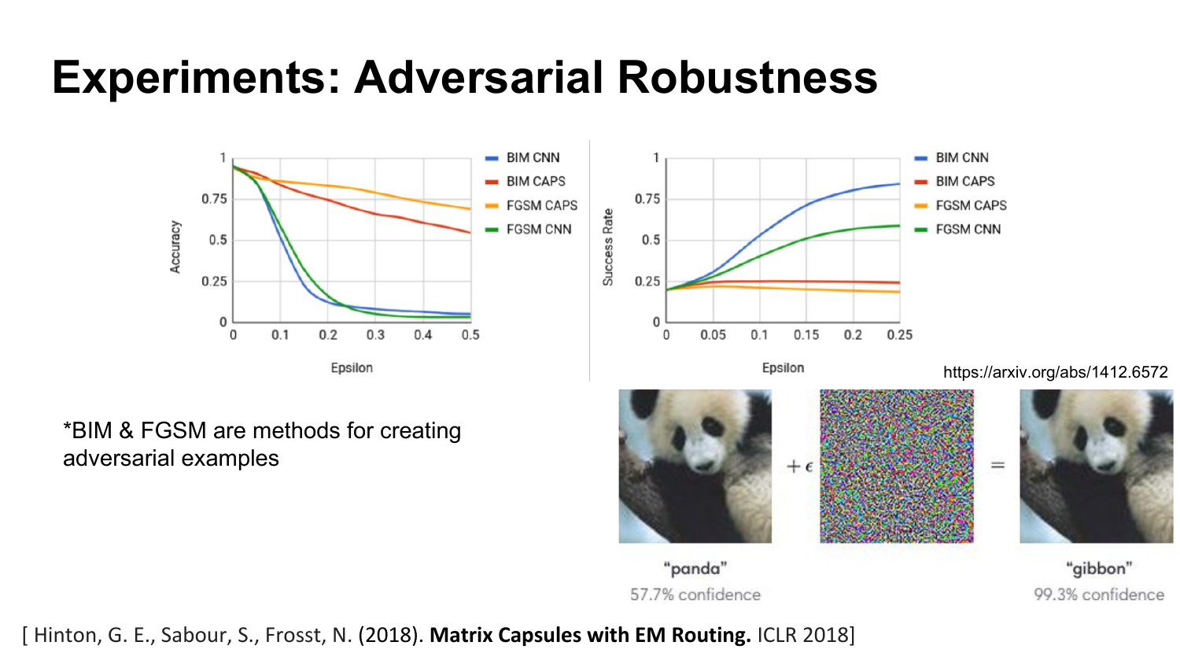# Experiments: Adversarial Robustness

*BIM & FGSM are methods for creating adversarial examples

https://arxiv.org/abs/1412.6572

[ Hinton, G. E., Sabour, S., Frosst, N. (2018). **Matrix Capsules with EM Routing.** ICLR 2018]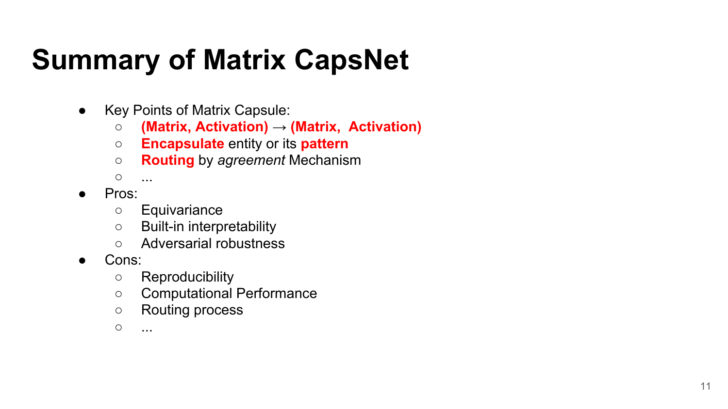# Summary of Matrix CapsNet

- Key Points of Matrix Capsule:
  - **(Matrix, Activation)** → **(Matrix, Activation)**
  - **Encapsulate** entity or its **pattern**
  - **Routing** by *agreement* Mechanism
  - ...
- Pros:
  - Equivariance
  - Built-in interpretability
  - Adversarial robustness
- Cons:
  - Reproducibility
  - Computational Performance
  - Routing process
  - ...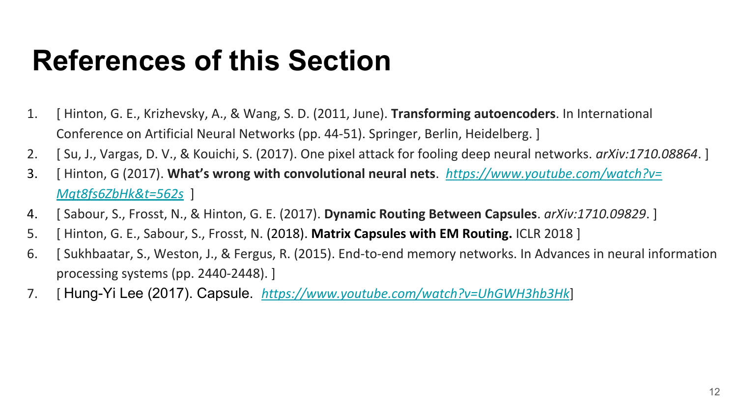# References of this Section

1. [ Hinton, G. E., Krizhevsky, A., & Wang, S. D. (2011, June). **Transforming autoencoders**. In International Conference on Artificial Neural Networks (pp. 44-51). Springer, Berlin, Heidelberg. ]
2. [ Su, J., Vargas, D. V., & Kouichi, S. (2017). One pixel attack for fooling deep neural networks. *arXiv:1710.08864*. ]
3. [ Hinton, G (2017). **What's wrong with convolutional neural nets**. *https://www.youtube.com/watch?v=Mqt8fs6ZbHk&t=562s* ]
4. [ Sabour, S., Frosst, N., & Hinton, G. E. (2017). **Dynamic Routing Between Capsules**. *arXiv:1710.09829*. ]
5. [ Hinton, G. E., Sabour, S., Frosst, N. (2018). **Matrix Capsules with EM Routing.** ICLR 2018 ]
6. [ Sukhbaatar, S., Weston, J., & Fergus, R. (2015). End-to-end memory networks. In Advances in neural information processing systems (pp. 2440-2448). ]
7. [ Hung-Yi Lee (2017). Capsule. *https://www.youtube.com/watch?v=UhGWH3hb3Hk*]